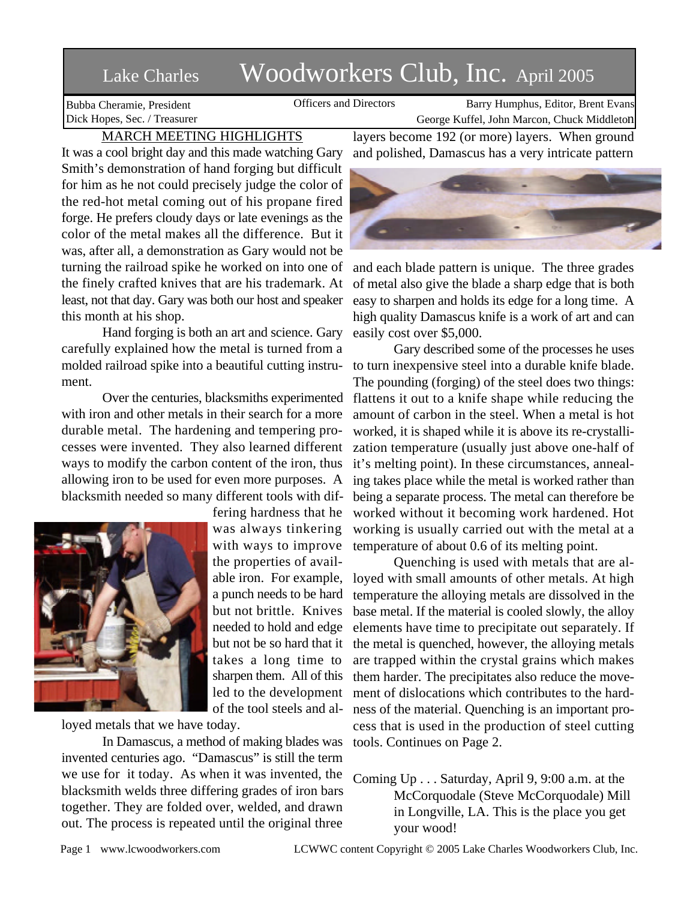# Lake Charles Woodworkers Club, Inc. April 2005

Bubba Cheramie, President — Officers and Directors — Barry Humphus, Editor, Brent Evans
Dick Hopes, Sec. / Treasurer — George Kuffel, John Marcon, Chuck Middleton

## MARCH MEETING HIGHLIGHTS

It was a cool bright day and this made watching Gary Smith's demonstration of hand forging but difficult for him as he not could precisely judge the color of the red-hot metal coming out of his propane fired forge. He prefers cloudy days or late evenings as the color of the metal makes all the difference. But it was, after all, a demonstration as Gary would not be turning the railroad spike he worked on into one of the finely crafted knives that are his trademark. At least, not that day. Gary was both our host and speaker this month at his shop.

Hand forging is both an art and science. Gary carefully explained how the metal is turned from a molded railroad spike into a beautiful cutting instrument.

Over the centuries, blacksmiths experimented with iron and other metals in their search for a more durable metal. The hardening and tempering processes were invented. They also learned different ways to modify the carbon content of the iron, thus allowing iron to be used for even more purposes. A blacksmith needed so many different tools with differing hardness that he was always tinkering with ways to improve the properties of available iron. For example, a punch needs to be hard but not brittle. Knives needed to hold and edge but not be so hard that it takes a long time to sharpen them. All of this led to the development of the tool steels and alloyed metals that we have today.

In Damascus, a method of making blades was invented centuries ago. "Damascus" is still the term we use for it today. As when it was invented, the blacksmith welds three differing grades of iron bars together. They are folded over, welded, and drawn out. The process is repeated until the original three layers become 192 (or more) layers. When ground and polished, Damascus has a very intricate pattern and each blade pattern is unique. The three grades of metal also give the blade a sharp edge that is both easy to sharpen and holds its edge for a long time. A high quality Damascus knife is a work of art and can easily cost over $5,000.

Gary described some of the processes he uses to turn inexpensive steel into a durable knife blade. The pounding (forging) of the steel does two things: flattens it out to a knife shape while reducing the amount of carbon in the steel. When a metal is hot worked, it is shaped while it is above its re-crystallization temperature (usually just above one-half of it's melting point). In these circumstances, annealing takes place while the metal is worked rather than being a separate process. The metal can therefore be worked without it becoming work hardened. Hot working is usually carried out with the metal at a temperature of about 0.6 of its melting point.

Quenching is used with metals that are alloyed with small amounts of other metals. At high temperature the alloying metals are dissolved in the base metal. If the material is cooled slowly, the alloy elements have time to precipitate out separately. If the metal is quenched, however, the alloying metals are trapped within the crystal grains which makes them harder. The precipitates also reduce the movement of dislocations which contributes to the hardness of the material. Quenching is an important process that is used in the production of steel cutting tools. Continues on Page 2.

Coming Up . . . Saturday, April 9, 9:00 a.m. at the McCorquodale (Steve McCorquodale) Mill in Longville, LA. This is the place you get your wood!

www.lcwoodworkers.com — LCWWC content Copyright © 2005 Lake Charles Woodworkers Club, Inc.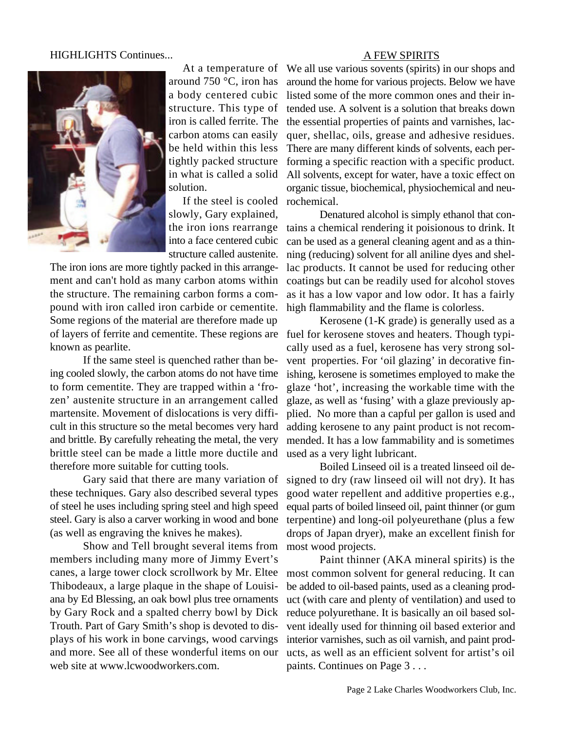HIGHLIGHTS Continues...

At a temperature of around 750 °C, iron has a body centered cubic structure. This type of iron is called ferrite. The carbon atoms can easily be held within this less tightly packed structure in what is called a solid solution.

If the steel is cooled slowly, Gary explained, the iron ions rearrange into a face centered cubic structure called austenite. The iron ions are more tightly packed in this arrangement and can't hold as many carbon atoms within the structure. The remaining carbon forms a compound with iron called iron carbide or cementite. Some regions of the material are therefore made up of layers of ferrite and cementite. These regions are known as pearlite.

If the same steel is quenched rather than being cooled slowly, the carbon atoms do not have time to form cementite. They are trapped within a 'frozen' austenite structure in an arrangement called martensite. Movement of dislocations is very difficult in this structure so the metal becomes very hard and brittle. By carefully reheating the metal, the very brittle steel can be made a little more ductile and therefore more suitable for cutting tools.

Gary said that there are many variation of these techniques. Gary also described several types of steel he uses including spring steel and high speed steel. Gary is also a carver working in wood and bone (as well as engraving the knives he makes).

Show and Tell brought several items from members including many more of Jimmy Evert's canes, a large tower clock scrollwork by Mr. Eltee Thibodeaux, a large plaque in the shape of Louisiana by Ed Blessing, an oak bowl plus tree ornaments by Gary Rock and a spalted cherry bowl by Dick Trouth. Part of Gary Smith's shop is devoted to displays of his work in bone carvings, wood carvings and more. See all of these wonderful items on our web site at www.lcwoodworkers.com.

## A FEW SPIRITS

We all use various sovents (spirits) in our shops and around the home for various projects. Below we have listed some of the more common ones and their intended use. A solvent is a solution that breaks down the essential properties of paints and varnishes, lacquer, shellac, oils, grease and adhesive residues. There are many different kinds of solvents, each performing a specific reaction with a specific product. All solvents, except for water, have a toxic effect on organic tissue, biochemical, physiochemical and neurochemical.

Denatured alcohol is simply ethanol that contains a chemical rendering it poisionous to drink. It can be used as a general cleaning agent and as a thinning (reducing) solvent for all aniline dyes and shellac products. It cannot be used for reducing other coatings but can be readily used for alcohol stoves as it has a low vapor and low odor. It has a fairly high flammability and the flame is colorless.

Kerosene (1-K grade) is generally used as a fuel for kerosene stoves and heaters. Though typically used as a fuel, kerosene has very strong solvent properties. For 'oil glazing' in decorative finishing, kerosene is sometimes employed to make the glaze 'hot', increasing the workable time with the glaze, as well as 'fusing' with a glaze previously applied. No more than a capful per gallon is used and adding kerosene to any paint product is not recommended. It has a low fammability and is sometimes used as a very light lubricant.

Boiled Linseed oil is a treated linseed oil designed to dry (raw linseed oil will not dry). It has good water repellent and additive properties e.g., equal parts of boiled linseed oil, paint thinner (or gum terpentine) and long-oil polyeurethane (plus a few drops of Japan dryer), make an excellent finish for most wood projects.

Paint thinner (AKA mineral spirits) is the most common solvent for general reducing. It can be added to oil-based paints, used as a cleaning product (with care and plenty of ventilation) and used to reduce polyurethane. It is basically an oil based solvent ideally used for thinning oil based exterior and interior varnishes, such as oil varnish, and paint products, as well as an efficient solvent for artist's oil paints. Continues on Page 3 . . .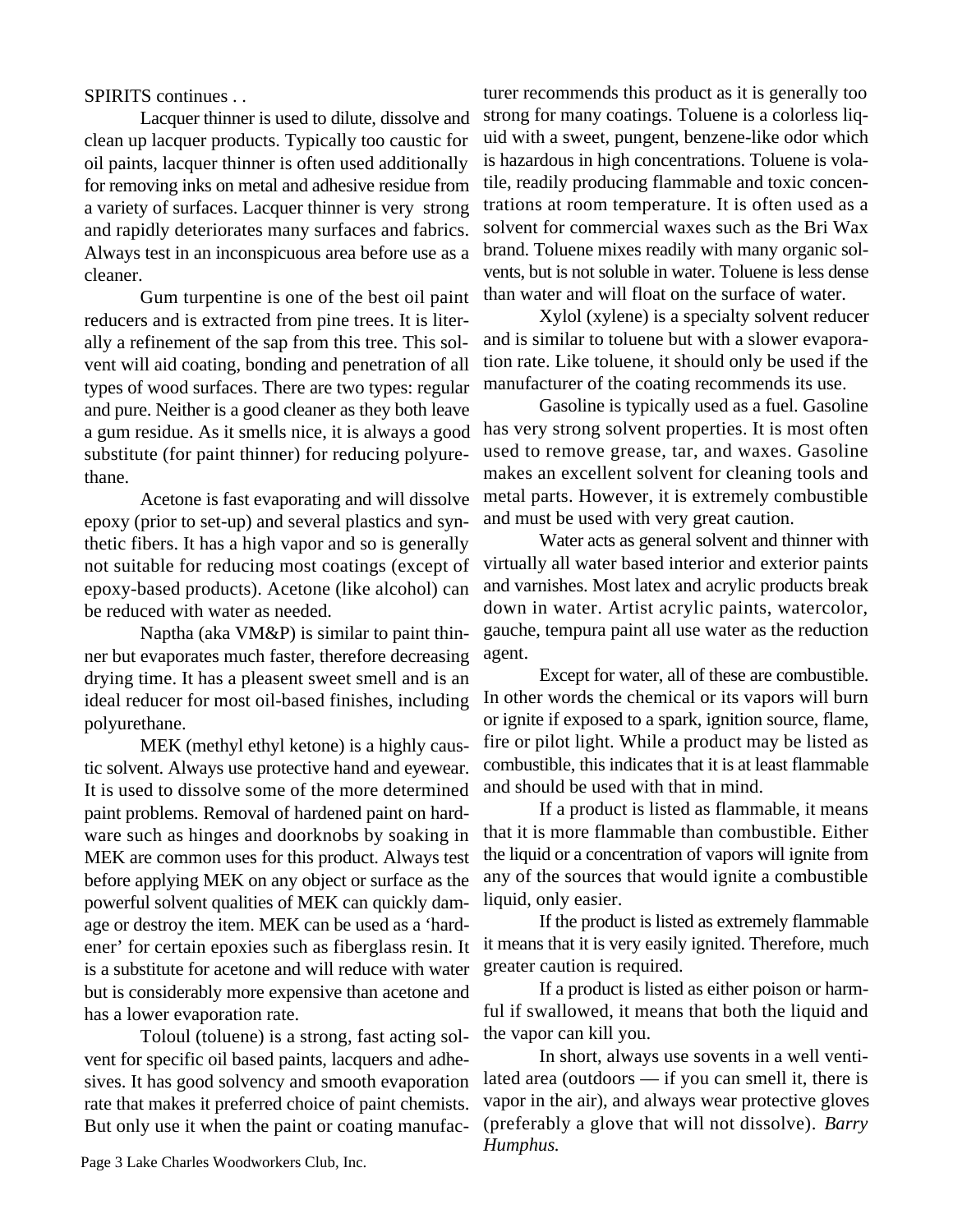SPIRITS continues . .

Lacquer thinner is used to dilute, dissolve and clean up lacquer products. Typically too caustic for oil paints, lacquer thinner is often used additionally for removing inks on metal and adhesive residue from a variety of surfaces. Lacquer thinner is very strong and rapidly deteriorates many surfaces and fabrics. Always test in an inconspicuous area before use as a cleaner.

Gum turpentine is one of the best oil paint reducers and is extracted from pine trees. It is literally a refinement of the sap from this tree. This solvent will aid coating, bonding and penetration of all types of wood surfaces. There are two types: regular and pure. Neither is a good cleaner as they both leave a gum residue. As it smells nice, it is always a good substitute (for paint thinner) for reducing polyurethane.

Acetone is fast evaporating and will dissolve epoxy (prior to set-up) and several plastics and synthetic fibers. It has a high vapor and so is generally not suitable for reducing most coatings (except of epoxy-based products). Acetone (like alcohol) can be reduced with water as needed.

Naptha (aka VM&P) is similar to paint thinner but evaporates much faster, therefore decreasing drying time. It has a pleasent sweet smell and is an ideal reducer for most oil-based finishes, including polyurethane.

MEK (methyl ethyl ketone) is a highly caustic solvent. Always use protective hand and eyewear. It is used to dissolve some of the more determined paint problems. Removal of hardened paint on hardware such as hinges and doorknobs by soaking in MEK are common uses for this product. Always test before applying MEK on any object or surface as the powerful solvent qualities of MEK can quickly damage or destroy the item. MEK can be used as a 'hardener' for certain epoxies such as fiberglass resin. It is a substitute for acetone and will reduce with water but is considerably more expensive than acetone and has a lower evaporation rate.

Toloul (toluene) is a strong, fast acting solvent for specific oil based paints, lacquers and adhesives. It has good solvency and smooth evaporation rate that makes it preferred choice of paint chemists. But only use it when the paint or coating manufacturer recommends this product as it is generally too strong for many coatings. Toluene is a colorless liquid with a sweet, pungent, benzene-like odor which is hazardous in high concentrations. Toluene is volatile, readily producing flammable and toxic concentrations at room temperature. It is often used as a solvent for commercial waxes such as the Bri Wax brand. Toluene mixes readily with many organic solvents, but is not soluble in water. Toluene is less dense than water and will float on the surface of water.

Xylol (xylene) is a specialty solvent reducer and is similar to toluene but with a slower evaporation rate. Like toluene, it should only be used if the manufacturer of the coating recommends its use.

Gasoline is typically used as a fuel. Gasoline has very strong solvent properties. It is most often used to remove grease, tar, and waxes. Gasoline makes an excellent solvent for cleaning tools and metal parts. However, it is extremely combustible and must be used with very great caution.

Water acts as general solvent and thinner with virtually all water based interior and exterior paints and varnishes. Most latex and acrylic products break down in water. Artist acrylic paints, watercolor, gauche, tempura paint all use water as the reduction agent.

Except for water, all of these are combustible. In other words the chemical or its vapors will burn or ignite if exposed to a spark, ignition source, flame, fire or pilot light. While a product may be listed as combustible, this indicates that it is at least flammable and should be used with that in mind.

If a product is listed as flammable, it means that it is more flammable than combustible. Either the liquid or a concentration of vapors will ignite from any of the sources that would ignite a combustible liquid, only easier.

If the product is listed as extremely flammable it means that it is very easily ignited. Therefore, much greater caution is required.

If a product is listed as either poison or harmful if swallowed, it means that both the liquid and the vapor can kill you.

In short, always use sovents in a well ventilated area (outdoors — if you can smell it, there is vapor in the air), and always wear protective gloves (preferably a glove that will not dissolve). *Barry Humphus.*